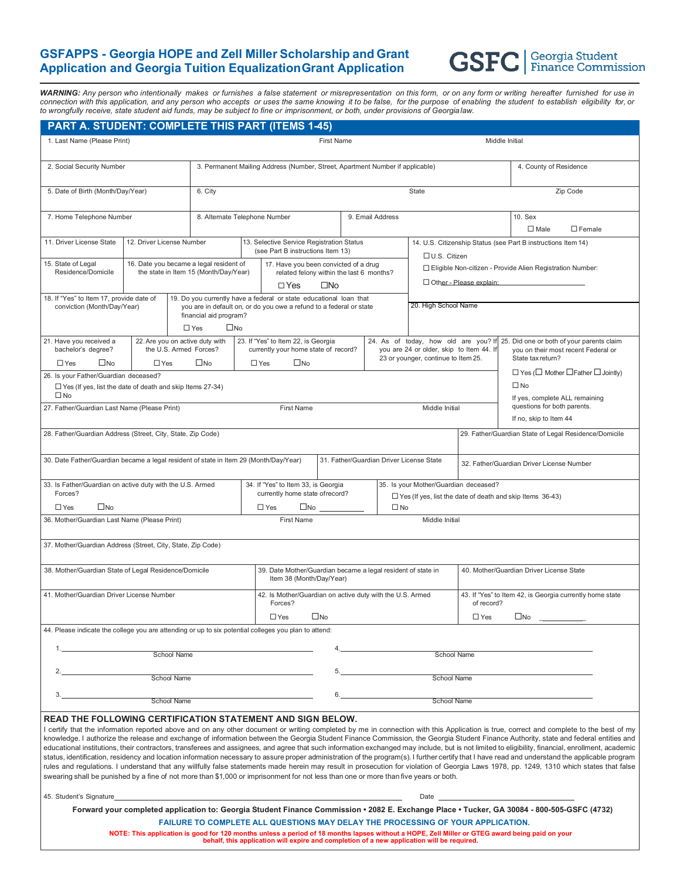# GSFAPPS - Georgia HOPE and Zell Miller Scholarship and Grant Application and Georgia Tuition Equalization Grant Application

GSFC | Georgia Student Finance Commission

***WARNING:*** *Any person who intentionally makes or furnishes a false statement or misrepresentation on this form, or on any form or writing hereafter furnished for use in connection with this application, and any person who accepts or uses the same knowing it to be false, for the purpose of enabling the student to establish eligibility for, or to wrongfully receive, state student aid funds, may be subject to fine or imprisonment, or both, under provisions of Georgia law.*

## PART A. STUDENT: COMPLETE THIS PART (ITEMS 1-45)

1. Last Name (Please Print) | First Name | Middle Initial

2. Social Security Number

3. Permanent Mailing Address (Number, Street, Apartment Number if applicable)

4. County of Residence

5. Date of Birth (Month/Day/Year)

6. City | State | Zip Code

7. Home Telephone Number

8. Alternate Telephone Number

9. Email Address

10. Sex ☐ Male ☐ Female

11. Driver License State

12. Driver License Number

13. Selective Service Registration Status (see Part B instructions Item 13)

14. U.S. Citizenship Status (see Part B instructions Item 14)
☐ U.S. Citizen
☐ Eligible Non-citizen - Provide Alien Registration Number:
☐ Other - Please explain: ____________

15. State of Legal Residence/Domicile

16. Date you became a legal resident of the state in Item 15 (Month/Day/Year)

17. Have you been convicted of a drug related felony within the last 6 months? ☐ Yes ☐ No

18. If "Yes" to Item 17, provide date of conviction (Month/Day/Year)

19. Do you currently have a federal or state educational loan that you are in default on, or do you owe a refund to a federal or state financial aid program? ☐ Yes ☐ No

20. High School Name

21. Have you received a bachelor's degree? ☐ Yes ☐ No

22. Are you on active duty with the U.S. Armed Forces? ☐ Yes ☐ No

23. If "Yes" to Item 22, is Georgia currently your home state of record? ☐ Yes ☐ No

24. As of today, how old are you? If you are 24 or older, skip to Item 44. If 23 or younger, continue to Item 25.

25. Did one or both of your parents claim you on their most recent Federal or State tax return?
☐ Yes (☐ Mother ☐ Father ☐ Jointly)
☐ No
If yes, complete ALL remaining questions for both parents.
If no, skip to Item 44

26. Is your Father/Guardian deceased?
☐ Yes (If yes, list the date of death and skip Items 27-34)
☐ No

27. Father/Guardian Last Name (Please Print) | First Name | Middle Initial

28. Father/Guardian Address (Street, City, State, Zip Code)

29. Father/Guardian State of Legal Residence/Domicile

30. Date Father/Guardian became a legal resident of state in Item 29 (Month/Day/Year)

31. Father/Guardian Driver License State

32. Father/Guardian Driver License Number

33. Is Father/Guardian on active duty with the U.S. Armed Forces? ☐ Yes ☐ No

34. If "Yes" to Item 33, is Georgia currently home state of record? ☐ Yes ☐ No ________

35. Is your Mother/Guardian deceased?
☐ Yes (If yes, list the date of death and skip Items 36-43)
☐ No

36. Mother/Guardian Last Name (Please Print) | First Name | Middle Initial

37. Mother/Guardian Address (Street, City, State, Zip Code)

38. Mother/Guardian State of Legal Residence/Domicile

39. Date Mother/Guardian became a legal resident of state in Item 38 (Month/Day/Year)

40. Mother/Guardian Driver License State

41. Mother/Guardian Driver License Number

42. Is Mother/Guardian on active duty with the U.S. Armed Forces? ☐ Yes ☐ No

43. If "Yes" to Item 42, is Georgia currently home state of record? ☐ Yes ☐ No ________

44. Please indicate the college you are attending or up to six potential colleges you plan to attend:

1. ____________ School Name
2. ____________ School Name
3. ____________ School Name
4. ____________ School Name
5. ____________ School Name
6. ____________ School Name

### READ THE FOLLOWING CERTIFICATION STATEMENT AND SIGN BELOW.

I certify that the information reported above and on any other document or writing completed by me in connection with this Application is true, correct and complete to the best of my knowledge. I authorize the release and exchange of information between the Georgia Student Finance Commission, the Georgia Student Finance Authority, state and federal entities and educational institutions, their contractors, transferees and assignees, and agree that such information exchanged may include, but is not limited to eligibility, financial, enrollment, academic status, identification, residency and location information necessary to assure proper administration of the program(s). I further certify that I have read and understand the applicable program rules and regulations. I understand that any willfully false statements made herein may result in prosecution for violation of Georgia Laws 1978, pp. 1249, 1310 which states that false swearing shall be punished by a fine of not more than $1,000 or imprisonment for not less than one or more than five years or both.

45. Student's Signature ______________________ Date ____________

**Forward your completed application to: Georgia Student Finance Commission • 2082 E. Exchange Place • Tucker, GA 30084 - 800-505-GSFC (4732)**

**FAILURE TO COMPLETE ALL QUESTIONS MAY DELAY THE PROCESSING OF YOUR APPLICATION.**

**NOTE: This application is good for 120 months unless a period of 18 months lapses without a HOPE, Zell Miller or GTEG award being paid on your behalf, this application will expire and completion of a new application will be required.**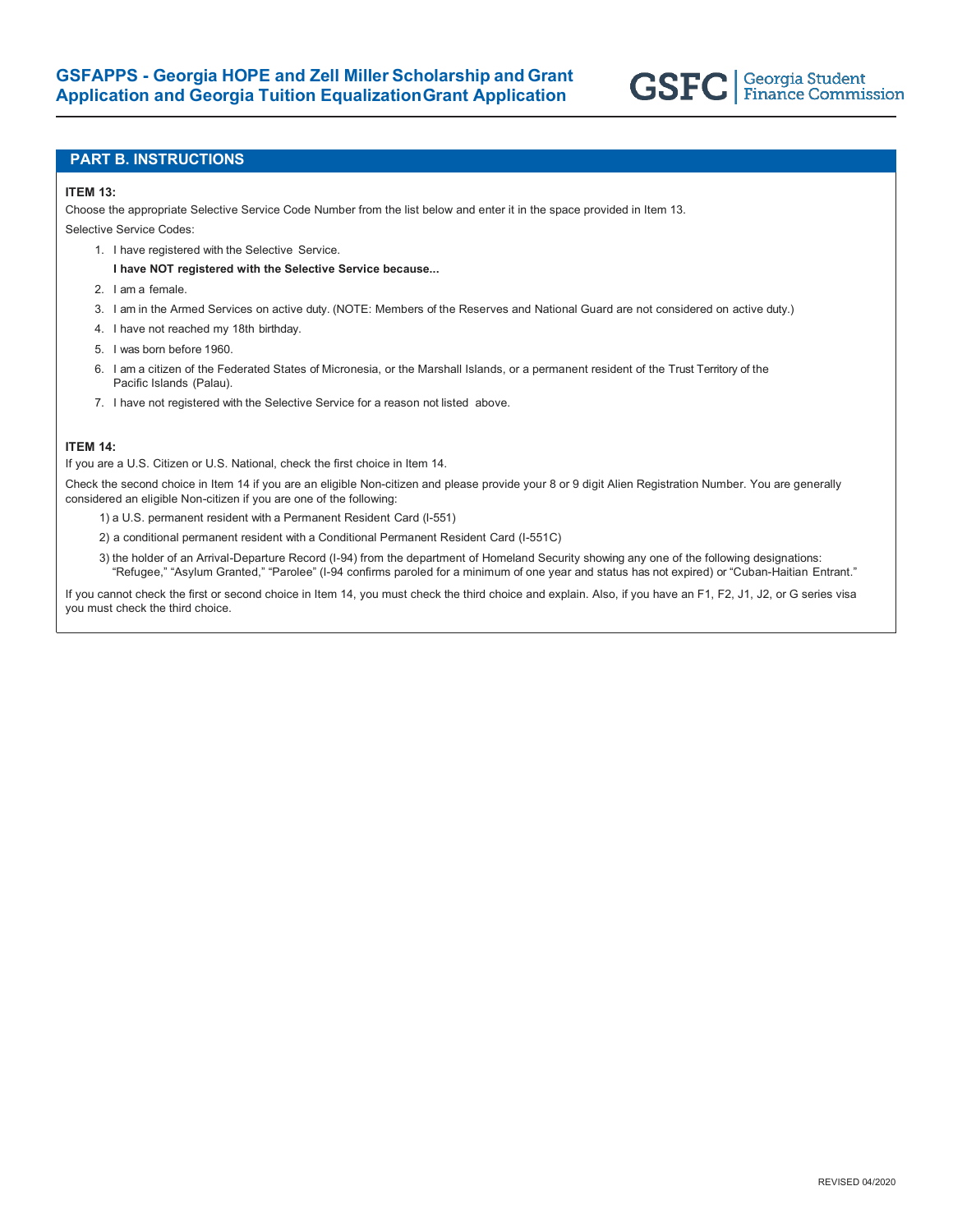## PART B. INSTRUCTIONS

**ITEM 13:**

Choose the appropriate Selective Service Code Number from the list below and enter it in the space provided in Item 13.

Selective Service Codes:

1. I have registered with the Selective Service.

   **I have NOT registered with the Selective Service because...**

2. I am a female.
3. I am in the Armed Services on active duty. (NOTE: Members of the Reserves and National Guard are not considered on active duty.)
4. I have not reached my 18th birthday.
5. I was born before 1960.
6. I am a citizen of the Federated States of Micronesia, or the Marshall Islands, or a permanent resident of the Trust Territory of the Pacific Islands (Palau).
7. I have not registered with the Selective Service for a reason not listed above.

**ITEM 14:**

If you are a U.S. Citizen or U.S. National, check the first choice in Item 14.

Check the second choice in Item 14 if you are an eligible Non-citizen and please provide your 8 or 9 digit Alien Registration Number. You are generally considered an eligible Non-citizen if you are one of the following:

1) a U.S. permanent resident with a Permanent Resident Card (I-551)

2) a conditional permanent resident with a Conditional Permanent Resident Card (I-551C)

3) the holder of an Arrival-Departure Record (I-94) from the department of Homeland Security showing any one of the following designations: "Refugee," "Asylum Granted," "Parolee" (I-94 confirms paroled for a minimum of one year and status has not expired) or "Cuban-Haitian Entrant."

If you cannot check the first or second choice in Item 14, you must check the third choice and explain. Also, if you have an F1, F2, J1, J2, or G series visa you must check the third choice.

REVISED 04/2020